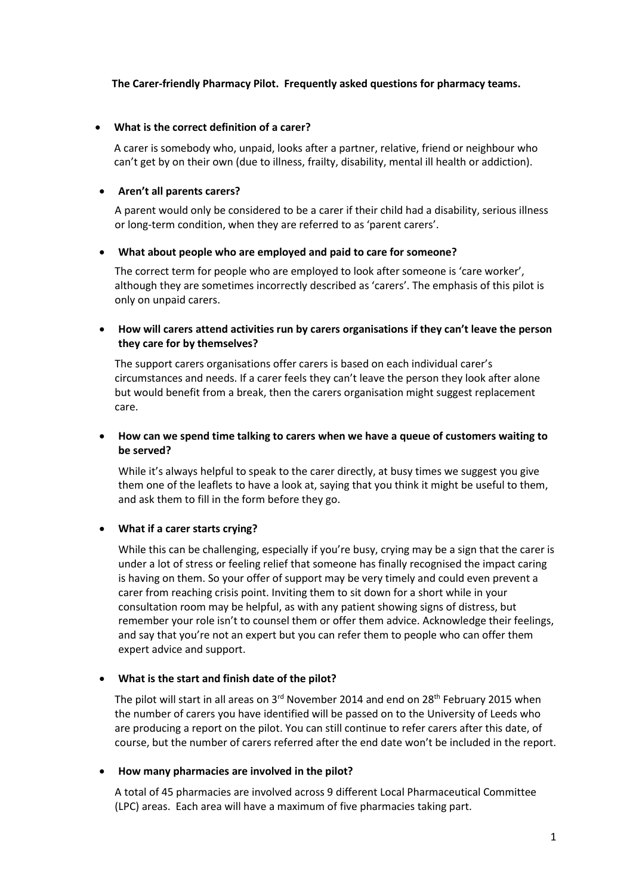**The Carer-friendly Pharmacy Pilot. Frequently asked questions for pharmacy teams.**

- **What is the correct definition of a carer?**

  A carer is somebody who, unpaid, looks after a partner, relative, friend or neighbour who can't get by on their own (due to illness, frailty, disability, mental ill health or addiction).

- **Aren't all parents carers?**

  A parent would only be considered to be a carer if their child had a disability, serious illness or long-term condition, when they are referred to as 'parent carers'.

- **What about people who are employed and paid to care for someone?**

  The correct term for people who are employed to look after someone is 'care worker', although they are sometimes incorrectly described as 'carers'. The emphasis of this pilot is only on unpaid carers.

- **How will carers attend activities run by carers organisations if they can't leave the person they care for by themselves?**

  The support carers organisations offer carers is based on each individual carer's circumstances and needs. If a carer feels they can't leave the person they look after alone but would benefit from a break, then the carers organisation might suggest replacement care.

- **How can we spend time talking to carers when we have a queue of customers waiting to be served?**

  While it's always helpful to speak to the carer directly, at busy times we suggest you give them one of the leaflets to have a look at, saying that you think it might be useful to them, and ask them to fill in the form before they go.

- **What if a carer starts crying?**

  While this can be challenging, especially if you're busy, crying may be a sign that the carer is under a lot of stress or feeling relief that someone has finally recognised the impact caring is having on them. So your offer of support may be very timely and could even prevent a carer from reaching crisis point. Inviting them to sit down for a short while in your consultation room may be helpful, as with any patient showing signs of distress, but remember your role isn't to counsel them or offer them advice. Acknowledge their feelings, and say that you're not an expert but you can refer them to people who can offer them expert advice and support.

- **What is the start and finish date of the pilot?**

  The pilot will start in all areas on 3rd November 2014 and end on 28th February 2015 when the number of carers you have identified will be passed on to the University of Leeds who are producing a report on the pilot. You can still continue to refer carers after this date, of course, but the number of carers referred after the end date won't be included in the report.

- **How many pharmacies are involved in the pilot?**

  A total of 45 pharmacies are involved across 9 different Local Pharmaceutical Committee (LPC) areas. Each area will have a maximum of five pharmacies taking part.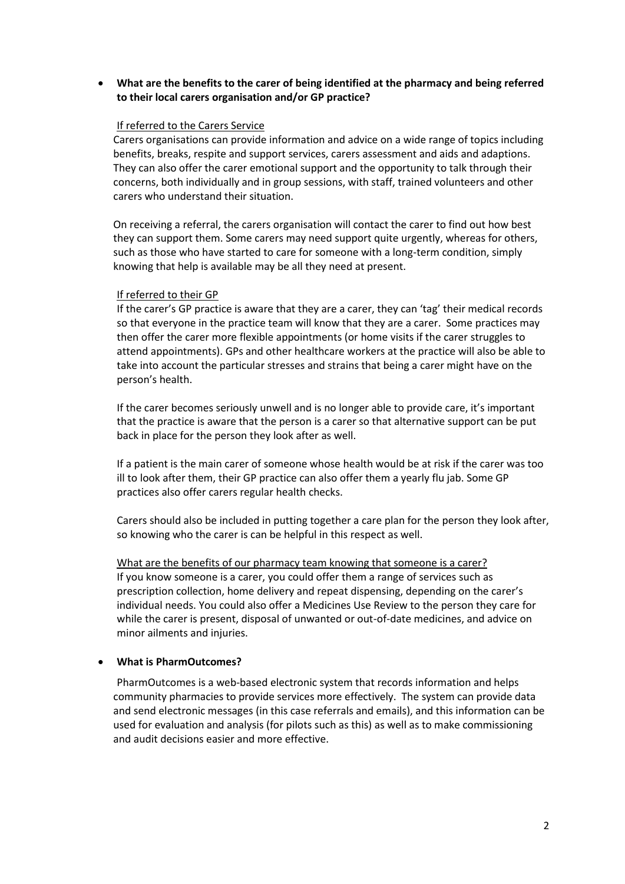- **What are the benefits to the carer of being identified at the pharmacy and being referred to their local carers organisation and/or GP practice?**

  <u>If referred to the Carers Service</u>

  Carers organisations can provide information and advice on a wide range of topics including benefits, breaks, respite and support services, carers assessment and aids and adaptions. They can also offer the carer emotional support and the opportunity to talk through their concerns, both individually and in group sessions, with staff, trained volunteers and other carers who understand their situation.

  On receiving a referral, the carers organisation will contact the carer to find out how best they can support them. Some carers may need support quite urgently, whereas for others, such as those who have started to care for someone with a long-term condition, simply knowing that help is available may be all they need at present.

  <u>If referred to their GP</u>

  If the carer's GP practice is aware that they are a carer, they can 'tag' their medical records so that everyone in the practice team will know that they are a carer. Some practices may then offer the carer more flexible appointments (or home visits if the carer struggles to attend appointments). GPs and other healthcare workers at the practice will also be able to take into account the particular stresses and strains that being a carer might have on the person's health.

  If the carer becomes seriously unwell and is no longer able to provide care, it's important that the practice is aware that the person is a carer so that alternative support can be put back in place for the person they look after as well.

  If a patient is the main carer of someone whose health would be at risk if the carer was too ill to look after them, their GP practice can also offer them a yearly flu jab. Some GP practices also offer carers regular health checks.

  Carers should also be included in putting together a care plan for the person they look after, so knowing who the carer is can be helpful in this respect as well.

  <u>What are the benefits of our pharmacy team knowing that someone is a carer?</u>

  If you know someone is a carer, you could offer them a range of services such as prescription collection, home delivery and repeat dispensing, depending on the carer's individual needs. You could also offer a Medicines Use Review to the person they care for while the carer is present, disposal of unwanted or out-of-date medicines, and advice on minor ailments and injuries.

- **What is PharmOutcomes?**

  PharmOutcomes is a web-based electronic system that records information and helps community pharmacies to provide services more effectively. The system can provide data and send electronic messages (in this case referrals and emails), and this information can be used for evaluation and analysis (for pilots such as this) as well as to make commissioning and audit decisions easier and more effective.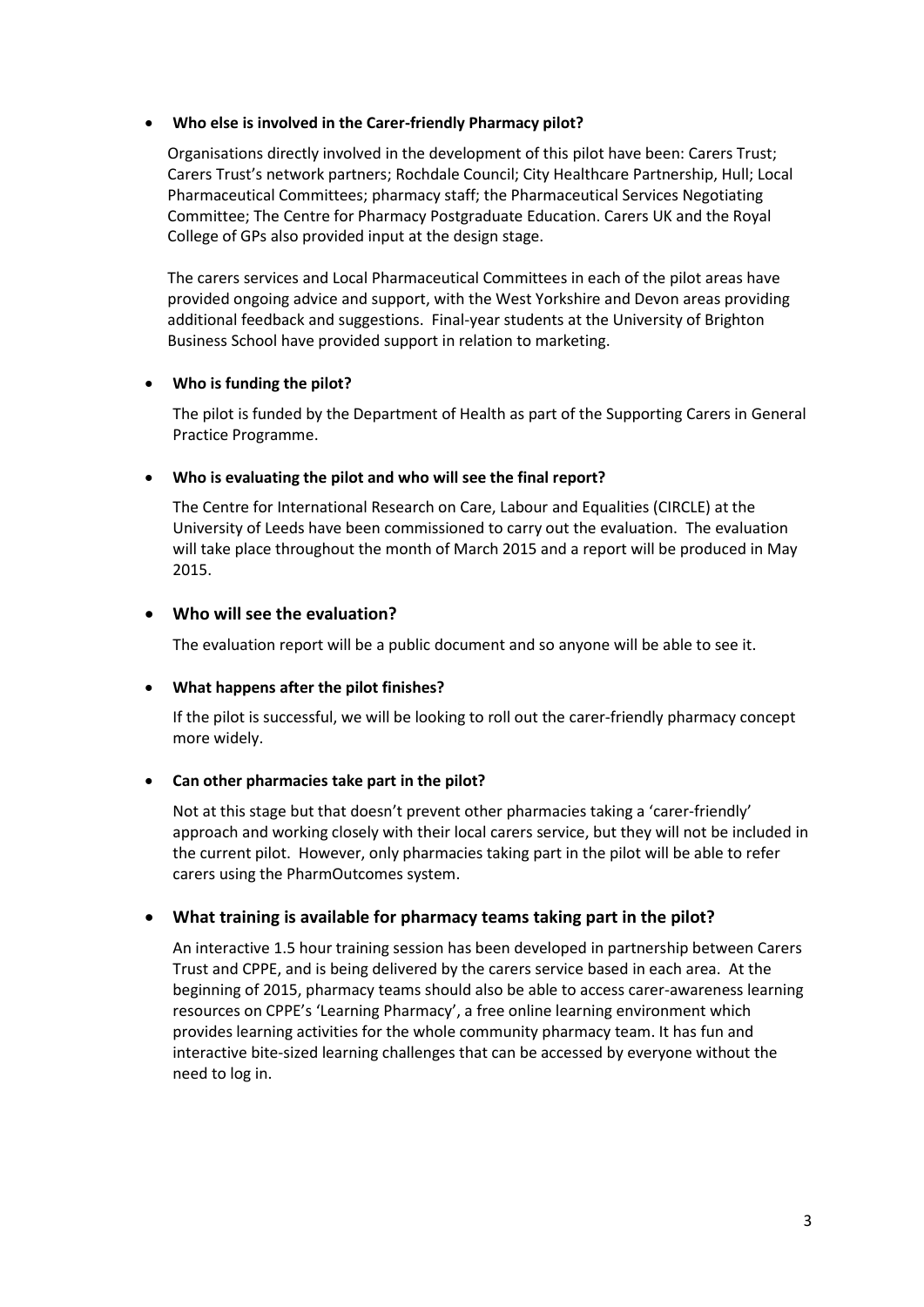- **Who else is involved in the Carer-friendly Pharmacy pilot?**

  Organisations directly involved in the development of this pilot have been: Carers Trust; Carers Trust's network partners; Rochdale Council; City Healthcare Partnership, Hull; Local Pharmaceutical Committees; pharmacy staff; the Pharmaceutical Services Negotiating Committee; The Centre for Pharmacy Postgraduate Education. Carers UK and the Royal College of GPs also provided input at the design stage.

  The carers services and Local Pharmaceutical Committees in each of the pilot areas have provided ongoing advice and support, with the West Yorkshire and Devon areas providing additional feedback and suggestions. Final-year students at the University of Brighton Business School have provided support in relation to marketing.

- **Who is funding the pilot?**

  The pilot is funded by the Department of Health as part of the Supporting Carers in General Practice Programme.

- **Who is evaluating the pilot and who will see the final report?**

  The Centre for International Research on Care, Labour and Equalities (CIRCLE) at the University of Leeds have been commissioned to carry out the evaluation. The evaluation will take place throughout the month of March 2015 and a report will be produced in May 2015.

- **Who will see the evaluation?**

  The evaluation report will be a public document and so anyone will be able to see it.

- **What happens after the pilot finishes?**

  If the pilot is successful, we will be looking to roll out the carer-friendly pharmacy concept more widely.

- **Can other pharmacies take part in the pilot?**

  Not at this stage but that doesn't prevent other pharmacies taking a 'carer-friendly' approach and working closely with their local carers service, but they will not be included in the current pilot. However, only pharmacies taking part in the pilot will be able to refer carers using the PharmOutcomes system.

- **What training is available for pharmacy teams taking part in the pilot?**

  An interactive 1.5 hour training session has been developed in partnership between Carers Trust and CPPE, and is being delivered by the carers service based in each area. At the beginning of 2015, pharmacy teams should also be able to access carer-awareness learning resources on CPPE's 'Learning Pharmacy', a free online learning environment which provides learning activities for the whole community pharmacy team. It has fun and interactive bite-sized learning challenges that can be accessed by everyone without the need to log in.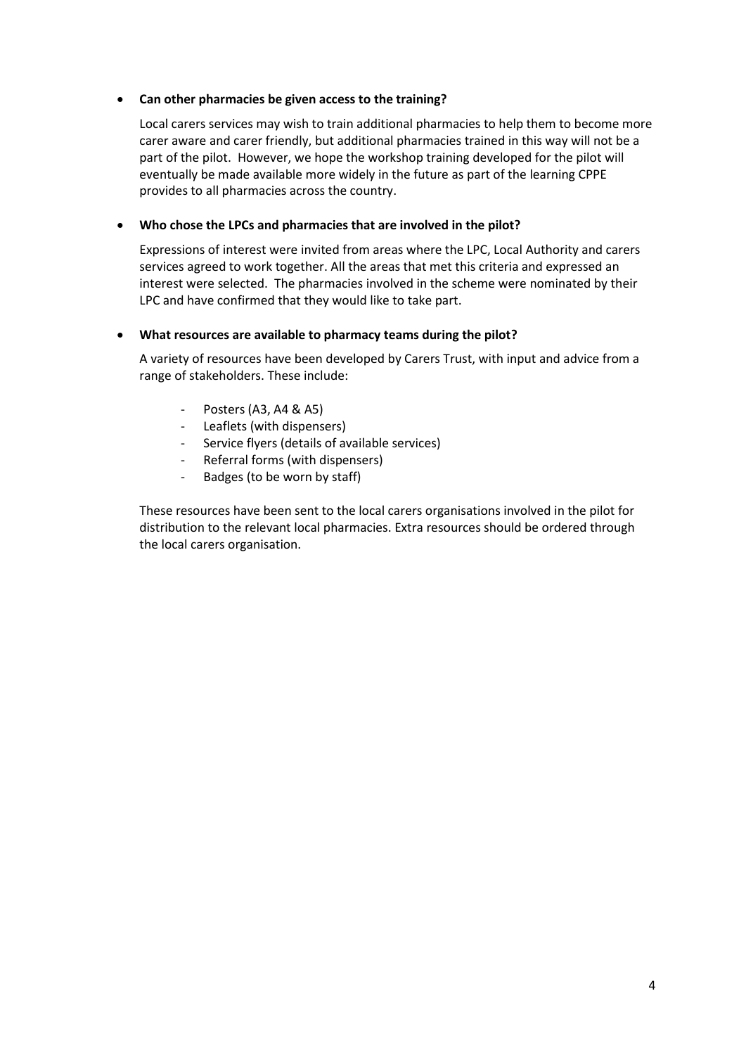- **Can other pharmacies be given access to the training?**

  Local carers services may wish to train additional pharmacies to help them to become more carer aware and carer friendly, but additional pharmacies trained in this way will not be a part of the pilot. However, we hope the workshop training developed for the pilot will eventually be made available more widely in the future as part of the learning CPPE provides to all pharmacies across the country.

- **Who chose the LPCs and pharmacies that are involved in the pilot?**

  Expressions of interest were invited from areas where the LPC, Local Authority and carers services agreed to work together. All the areas that met this criteria and expressed an interest were selected. The pharmacies involved in the scheme were nominated by their LPC and have confirmed that they would like to take part.

- **What resources are available to pharmacy teams during the pilot?**

  A variety of resources have been developed by Carers Trust, with input and advice from a range of stakeholders. These include:

  - Posters (A3, A4 & A5)
  - Leaflets (with dispensers)
  - Service flyers (details of available services)
  - Referral forms (with dispensers)
  - Badges (to be worn by staff)

  These resources have been sent to the local carers organisations involved in the pilot for distribution to the relevant local pharmacies. Extra resources should be ordered through the local carers organisation.